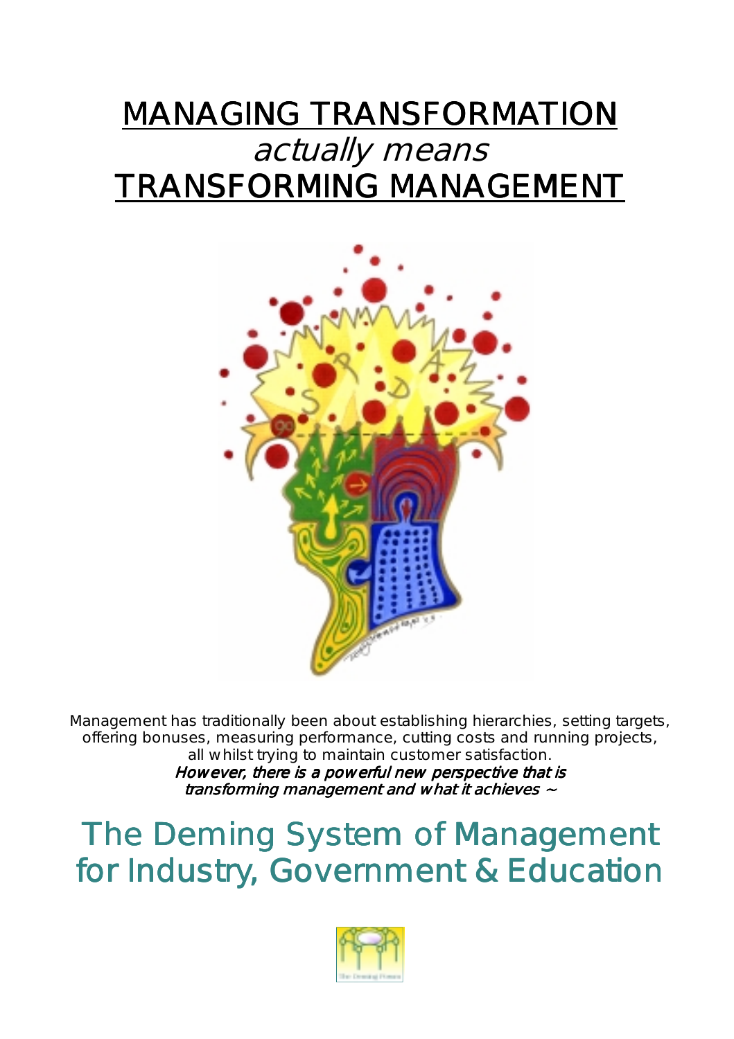# MANAGING TRANSFORMATION
## *actually means*
# TRANSFORMING MANAGEMENT

Management has traditionally been about establishing hierarchies, setting targets, offering bonuses, measuring performance, cutting costs and running projects, all whilst trying to maintain customer satisfaction.

***However, there is a powerful new perspective that is transforming management and what it achieves ~***

## The Deming System of Management for Industry, Government & Education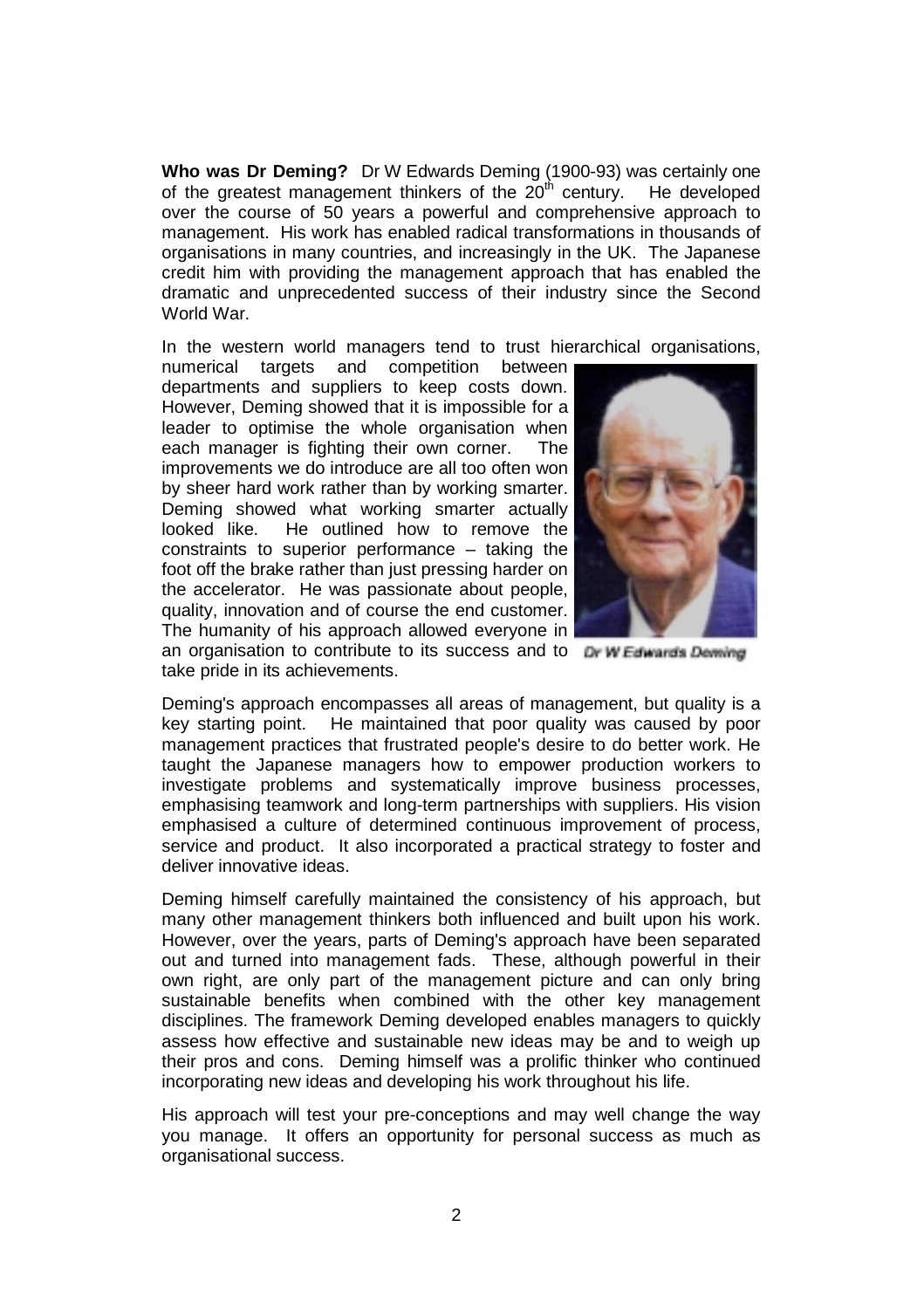**Who was Dr Deming?** Dr W Edwards Deming (1900-93) was certainly one of the greatest management thinkers of the 20th century. He developed over the course of 50 years a powerful and comprehensive approach to management. His work has enabled radical transformations in thousands of organisations in many countries, and increasingly in the UK. The Japanese credit him with providing the management approach that has enabled the dramatic and unprecedented success of their industry since the Second World War.

In the western world managers tend to trust hierarchical organisations, numerical targets and competition between departments and suppliers to keep costs down. However, Deming showed that it is impossible for a leader to optimise the whole organisation when each manager is fighting their own corner. The improvements we do introduce are all too often won by sheer hard work rather than by working smarter. Deming showed what working smarter actually looked like. He outlined how to remove the constraints to superior performance – taking the foot off the brake rather than just pressing harder on the accelerator. He was passionate about people, quality, innovation and of course the end customer. The humanity of his approach allowed everyone in an organisation to contribute to its success and to take pride in its achievements.

Dr W Edwards Deming

Deming's approach encompasses all areas of management, but quality is a key starting point. He maintained that poor quality was caused by poor management practices that frustrated people's desire to do better work. He taught the Japanese managers how to empower production workers to investigate problems and systematically improve business processes, emphasising teamwork and long-term partnerships with suppliers. His vision emphasised a culture of determined continuous improvement of process, service and product. It also incorporated a practical strategy to foster and deliver innovative ideas.

Deming himself carefully maintained the consistency of his approach, but many other management thinkers both influenced and built upon his work. However, over the years, parts of Deming's approach have been separated out and turned into management fads. These, although powerful in their own right, are only part of the management picture and can only bring sustainable benefits when combined with the other key management disciplines. The framework Deming developed enables managers to quickly assess how effective and sustainable new ideas may be and to weigh up their pros and cons. Deming himself was a prolific thinker who continued incorporating new ideas and developing his work throughout his life.

His approach will test your pre-conceptions and may well change the way you manage. It offers an opportunity for personal success as much as organisational success.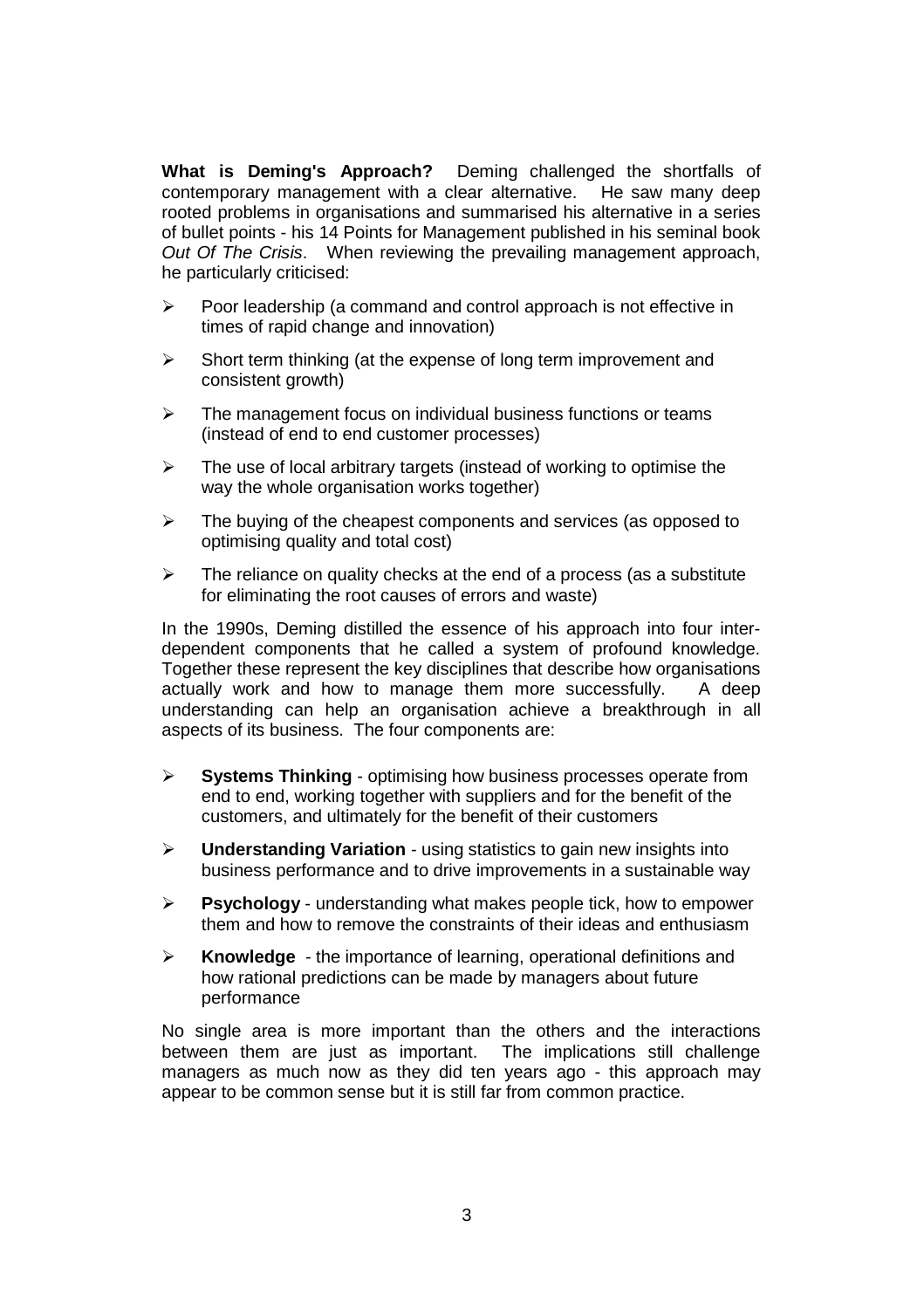**What is Deming's Approach?** Deming challenged the shortfalls of contemporary management with a clear alternative. He saw many deep rooted problems in organisations and summarised his alternative in a series of bullet points - his 14 Points for Management published in his seminal book *Out Of The Crisis*. When reviewing the prevailing management approach, he particularly criticised:

- Poor leadership (a command and control approach is not effective in times of rapid change and innovation)
- Short term thinking (at the expense of long term improvement and consistent growth)
- The management focus on individual business functions or teams (instead of end to end customer processes)
- The use of local arbitrary targets (instead of working to optimise the way the whole organisation works together)
- The buying of the cheapest components and services (as opposed to optimising quality and total cost)
- The reliance on quality checks at the end of a process (as a substitute for eliminating the root causes of errors and waste)

In the 1990s, Deming distilled the essence of his approach into four inter-dependent components that he called a system of profound knowledge. Together these represent the key disciplines that describe how organisations actually work and how to manage them more successfully. A deep understanding can help an organisation achieve a breakthrough in all aspects of its business. The four components are:

- **Systems Thinking** - optimising how business processes operate from end to end, working together with suppliers and for the benefit of the customers, and ultimately for the benefit of their customers
- **Understanding Variation** - using statistics to gain new insights into business performance and to drive improvements in a sustainable way
- **Psychology** - understanding what makes people tick, how to empower them and how to remove the constraints of their ideas and enthusiasm
- **Knowledge** - the importance of learning, operational definitions and how rational predictions can be made by managers about future performance

No single area is more important than the others and the interactions between them are just as important. The implications still challenge managers as much now as they did ten years ago - this approach may appear to be common sense but it is still far from common practice.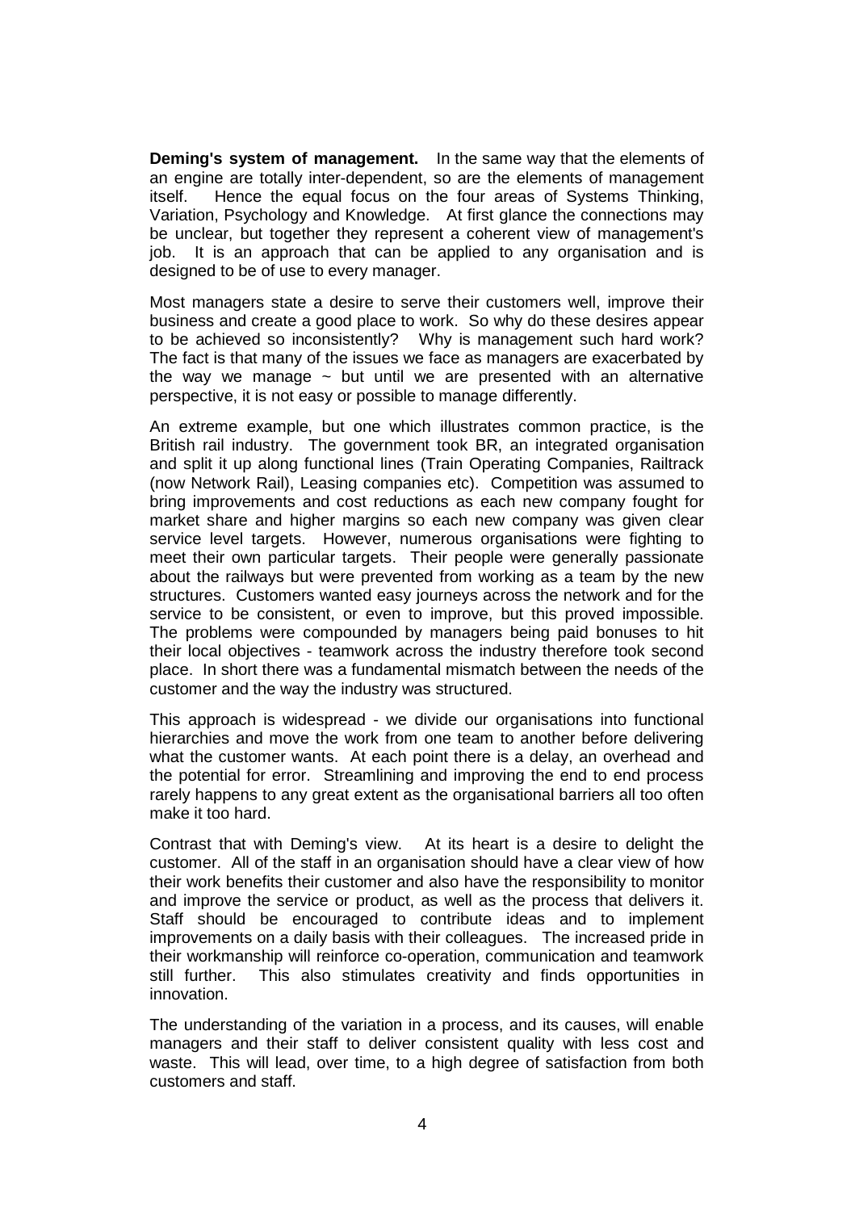**Deming's system of management.** In the same way that the elements of an engine are totally inter-dependent, so are the elements of management itself. Hence the equal focus on the four areas of Systems Thinking, Variation, Psychology and Knowledge. At first glance the connections may be unclear, but together they represent a coherent view of management's job. It is an approach that can be applied to any organisation and is designed to be of use to every manager.

Most managers state a desire to serve their customers well, improve their business and create a good place to work. So why do these desires appear to be achieved so inconsistently? Why is management such hard work? The fact is that many of the issues we face as managers are exacerbated by the way we manage ~ but until we are presented with an alternative perspective, it is not easy or possible to manage differently.

An extreme example, but one which illustrates common practice, is the British rail industry. The government took BR, an integrated organisation and split it up along functional lines (Train Operating Companies, Railtrack (now Network Rail), Leasing companies etc). Competition was assumed to bring improvements and cost reductions as each new company fought for market share and higher margins so each new company was given clear service level targets. However, numerous organisations were fighting to meet their own particular targets. Their people were generally passionate about the railways but were prevented from working as a team by the new structures. Customers wanted easy journeys across the network and for the service to be consistent, or even to improve, but this proved impossible. The problems were compounded by managers being paid bonuses to hit their local objectives - teamwork across the industry therefore took second place. In short there was a fundamental mismatch between the needs of the customer and the way the industry was structured.

This approach is widespread - we divide our organisations into functional hierarchies and move the work from one team to another before delivering what the customer wants. At each point there is a delay, an overhead and the potential for error. Streamlining and improving the end to end process rarely happens to any great extent as the organisational barriers all too often make it too hard.

Contrast that with Deming's view. At its heart is a desire to delight the customer. All of the staff in an organisation should have a clear view of how their work benefits their customer and also have the responsibility to monitor and improve the service or product, as well as the process that delivers it. Staff should be encouraged to contribute ideas and to implement improvements on a daily basis with their colleagues. The increased pride in their workmanship will reinforce co-operation, communication and teamwork still further. This also stimulates creativity and finds opportunities in innovation.

The understanding of the variation in a process, and its causes, will enable managers and their staff to deliver consistent quality with less cost and waste. This will lead, over time, to a high degree of satisfaction from both customers and staff.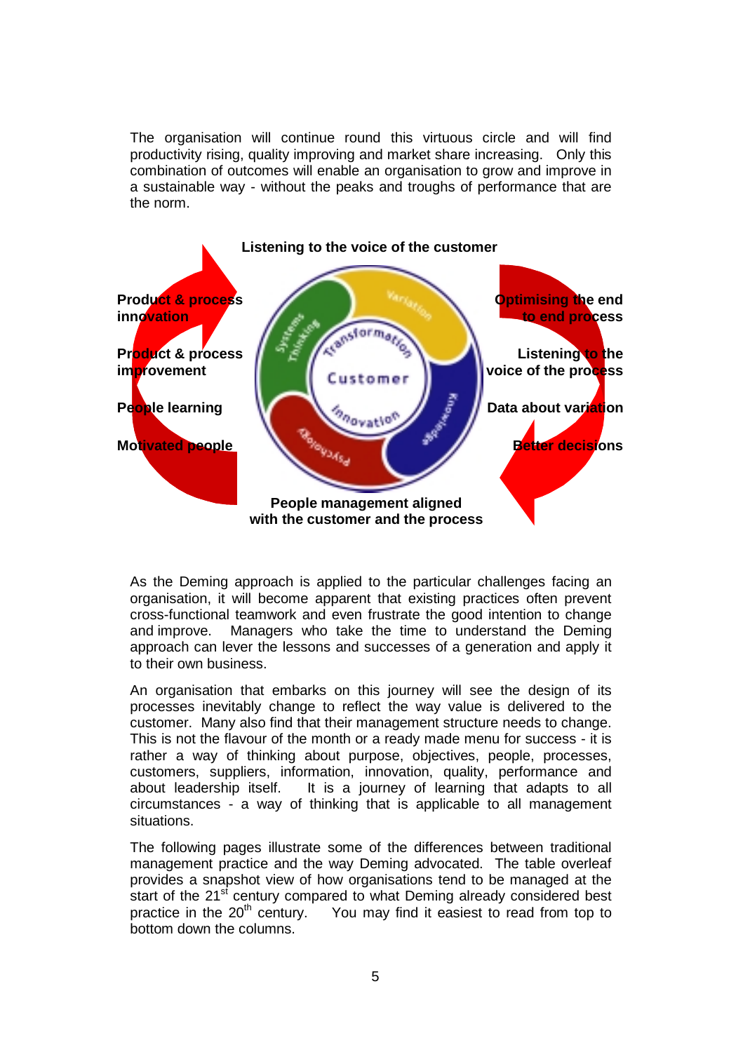The organisation will continue round this virtuous circle and will find productivity rising, quality improving and market share increasing. Only this combination of outcomes will enable an organisation to grow and improve in a sustainable way - without the peaks and troughs of performance that are the norm.

**Listening to the voice of the customer**

**Product & process innovation**

**Product & process improvement**

**People learning**

**Motivated people**

**Optimising the end to end process**

**Listening to the voice of the process**

**Data about variation**

**Better decisions**

Systems Thinking — Variation — Knowledge — Psychology

Transformation — Customer — Innovation

**People management aligned with the customer and the process**

As the Deming approach is applied to the particular challenges facing an organisation, it will become apparent that existing practices often prevent cross-functional teamwork and even frustrate the good intention to change and improve. Managers who take the time to understand the Deming approach can lever the lessons and successes of a generation and apply it to their own business.

An organisation that embarks on this journey will see the design of its processes inevitably change to reflect the way value is delivered to the customer. Many also find that their management structure needs to change. This is not the flavour of the month or a ready made menu for success - it is rather a way of thinking about purpose, objectives, people, processes, customers, suppliers, information, innovation, quality, performance and about leadership itself. It is a journey of learning that adapts to all circumstances - a way of thinking that is applicable to all management situations.

The following pages illustrate some of the differences between traditional management practice and the way Deming advocated. The table overleaf provides a snapshot view of how organisations tend to be managed at the start of the 21st century compared to what Deming already considered best practice in the 20th century. You may find it easiest to read from top to bottom down the columns.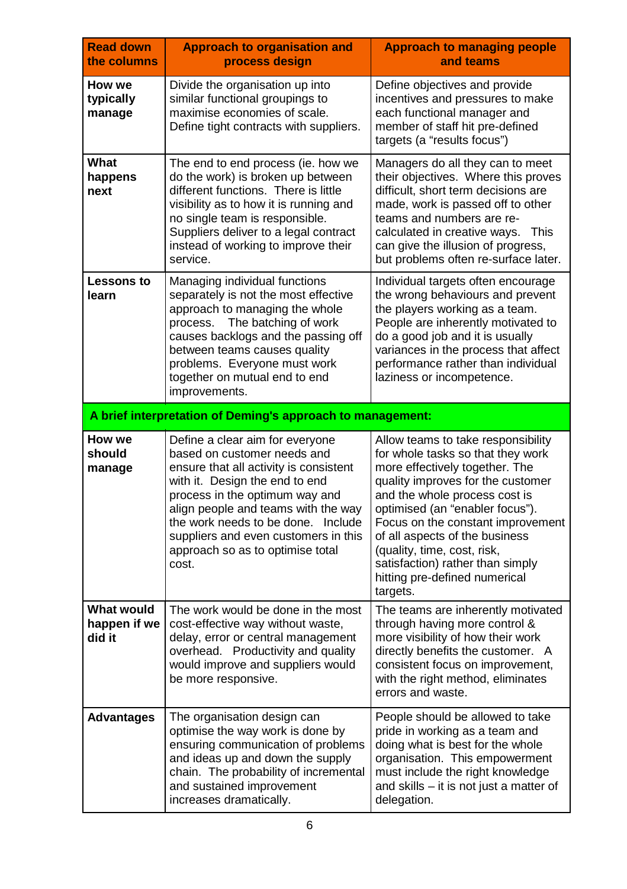| Read down the columns | Approach to organisation and process design | Approach to managing people and teams |
|---|---|---|
| **How we typically manage** | Divide the organisation up into similar functional groupings to maximise economies of scale. Define tight contracts with suppliers. | Define objectives and provide incentives and pressures to make each functional manager and member of staff hit pre-defined targets (a "results focus") |
| **What happens next** | The end to end process (ie. how we do the work) is broken up between different functions. There is little visibility as to how it is running and no single team is responsible. Suppliers deliver to a legal contract instead of working to improve their service. | Managers do all they can to meet their objectives. Where this proves difficult, short term decisions are made, work is passed off to other teams and numbers are re-calculated in creative ways. This can give the illusion of progress, but problems often re-surface later. |
| **Lessons to learn** | Managing individual functions separately is not the most effective approach to managing the whole process. The batching of work causes backlogs and the passing off between teams causes quality problems. Everyone must work together on mutual end to end improvements. | Individual targets often encourage the wrong behaviours and prevent the players working as a team. People are inherently motivated to do a good job and it is usually variances in the process that affect performance rather than individual laziness or incompetence. |
| **A brief interpretation of Deming's approach to management:** | | |
| **How we should manage** | Define a clear aim for everyone based on customer needs and ensure that all activity is consistent with it. Design the end to end process in the optimum way and align people and teams with the way the work needs to be done. Include suppliers and even customers in this approach so as to optimise total cost. | Allow teams to take responsibility for whole tasks so that they work more effectively together. The quality improves for the customer and the whole process cost is optimised (an "enabler focus"). Focus on the constant improvement of all aspects of the business (quality, time, cost, risk, satisfaction) rather than simply hitting pre-defined numerical targets. |
| **What would happen if we did it** | The work would be done in the most cost-effective way without waste, delay, error or central management overhead. Productivity and quality would improve and suppliers would be more responsive. | The teams are inherently motivated through having more control & more visibility of how their work directly benefits the customer. A consistent focus on improvement, with the right method, eliminates errors and waste. |
| **Advantages** | The organisation design can optimise the way work is done by ensuring communication of problems and ideas up and down the supply chain. The probability of incremental and sustained improvement increases dramatically. | People should be allowed to take pride in working as a team and doing what is best for the whole organisation. This empowerment must include the right knowledge and skills – it is not just a matter of delegation. |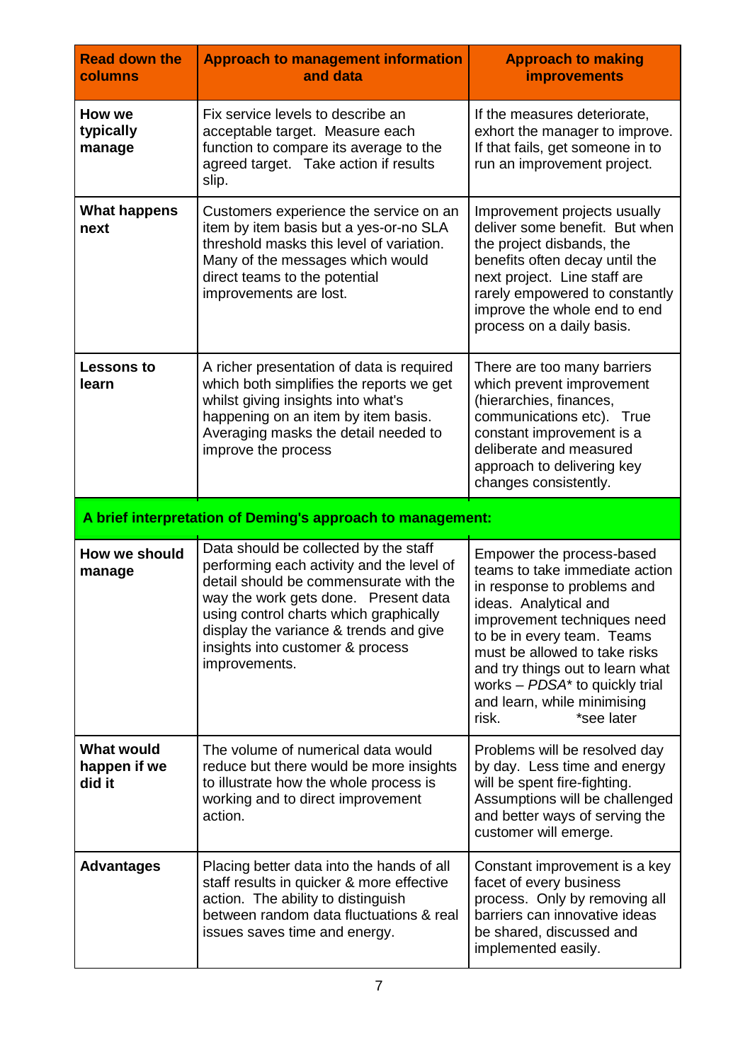| **Read down the columns** | **Approach to management information and data** | **Approach to making improvements** |
|---|---|---|
| **How we typically manage** | Fix service levels to describe an acceptable target. Measure each function to compare its average to the agreed target. Take action if results slip. | If the measures deteriorate, exhort the manager to improve. If that fails, get someone in to run an improvement project. |
| **What happens next** | Customers experience the service on an item by item basis but a yes-or-no SLA threshold masks this level of variation. Many of the messages which would direct teams to the potential improvements are lost. | Improvement projects usually deliver some benefit. But when the project disbands, the benefits often decay until the next project. Line staff are rarely empowered to constantly improve the whole end to end process on a daily basis. |
| **Lessons to learn** | A richer presentation of data is required which both simplifies the reports we get whilst giving insights into what's happening on an item by item basis. Averaging masks the detail needed to improve the process | There are too many barriers which prevent improvement (hierarchies, finances, communications etc). True constant improvement is a deliberate and measured approach to delivering key changes consistently. |
| **A brief interpretation of Deming's approach to management:** | | |
| **How we should manage** | Data should be collected by the staff performing each activity and the level of detail should be commensurate with the way the work gets done. Present data using control charts which graphically display the variance & trends and give insights into customer & process improvements. | Empower the process-based teams to take immediate action in response to problems and ideas. Analytical and improvement techniques need to be in every team. Teams must be allowed to take risks and try things out to learn what works – *PDSA** to quickly trial and learn, while minimising risk. *see later |
| **What would happen if we did it** | The volume of numerical data would reduce but there would be more insights to illustrate how the whole process is working and to direct improvement action. | Problems will be resolved day by day. Less time and energy will be spent fire-fighting. Assumptions will be challenged and better ways of serving the customer will emerge. |
| **Advantages** | Placing better data into the hands of all staff results in quicker & more effective action. The ability to distinguish between random data fluctuations & real issues saves time and energy. | Constant improvement is a key facet of every business process. Only by removing all barriers can innovative ideas be shared, discussed and implemented easily. |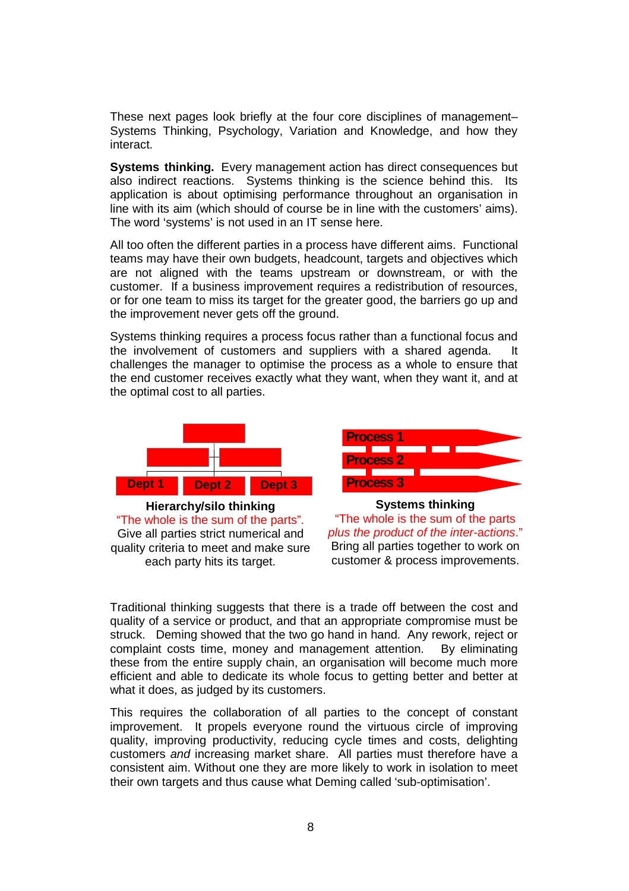These next pages look briefly at the four core disciplines of management– Systems Thinking, Psychology, Variation and Knowledge, and how they interact.

**Systems thinking.** Every management action has direct consequences but also indirect reactions. Systems thinking is the science behind this. Its application is about optimising performance throughout an organisation in line with its aim (which should of course be in line with the customers' aims). The word 'systems' is not used in an IT sense here.

All too often the different parties in a process have different aims. Functional teams may have their own budgets, headcount, targets and objectives which are not aligned with the teams upstream or downstream, or with the customer. If a business improvement requires a redistribution of resources, or for one team to miss its target for the greater good, the barriers go up and the improvement never gets off the ground.

Systems thinking requires a process focus rather than a functional focus and the involvement of customers and suppliers with a shared agenda. It challenges the manager to optimise the process as a whole to ensure that the end customer receives exactly what they want, when they want it, and at the optimal cost to all parties.

Dept 1 | Dept 2 | Dept 3

**Hierarchy/silo thinking**
"The whole is the sum of the parts".
Give all parties strict numerical and quality criteria to meet and make sure each party hits its target.

Process 1 | Process 2 | Process 3

**Systems thinking**
"The whole is the sum of the parts *plus the product of the inter-actions*."
Bring all parties together to work on customer & process improvements.

Traditional thinking suggests that there is a trade off between the cost and quality of a service or product, and that an appropriate compromise must be struck. Deming showed that the two go hand in hand. Any rework, reject or complaint costs time, money and management attention. By eliminating these from the entire supply chain, an organisation will become much more efficient and able to dedicate its whole focus to getting better and better at what it does, as judged by its customers.

This requires the collaboration of all parties to the concept of constant improvement. It propels everyone round the virtuous circle of improving quality, improving productivity, reducing cycle times and costs, delighting customers *and* increasing market share. All parties must therefore have a consistent aim. Without one they are more likely to work in isolation to meet their own targets and thus cause what Deming called 'sub-optimisation'.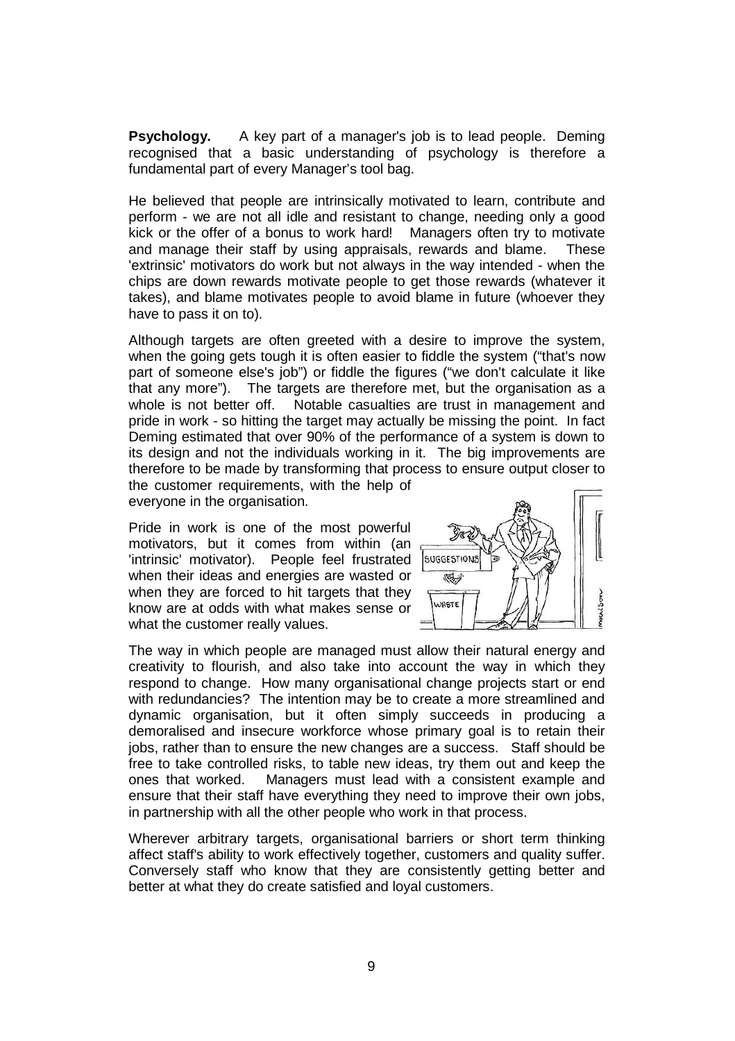**Psychology.** A key part of a manager's job is to lead people. Deming recognised that a basic understanding of psychology is therefore a fundamental part of every Manager's tool bag.

He believed that people are intrinsically motivated to learn, contribute and perform - we are not all idle and resistant to change, needing only a good kick or the offer of a bonus to work hard! Managers often try to motivate and manage their staff by using appraisals, rewards and blame. These 'extrinsic' motivators do work but not always in the way intended - when the chips are down rewards motivate people to get those rewards (whatever it takes), and blame motivates people to avoid blame in future (whoever they have to pass it on to).

Although targets are often greeted with a desire to improve the system, when the going gets tough it is often easier to fiddle the system ("that's now part of someone else's job") or fiddle the figures ("we don't calculate it like that any more"). The targets are therefore met, but the organisation as a whole is not better off. Notable casualties are trust in management and pride in work - so hitting the target may actually be missing the point. In fact Deming estimated that over 90% of the performance of a system is down to its design and not the individuals working in it. The big improvements are therefore to be made by transforming that process to ensure output closer to the customer requirements, with the help of everyone in the organisation.

Pride in work is one of the most powerful motivators, but it comes from within (an 'intrinsic' motivator). People feel frustrated when their ideas and energies are wasted or when they are forced to hit targets that they know are at odds with what makes sense or what the customer really values.

The way in which people are managed must allow their natural energy and creativity to flourish, and also take into account the way in which they respond to change. How many organisational change projects start or end with redundancies? The intention may be to create a more streamlined and dynamic organisation, but it often simply succeeds in producing a demoralised and insecure workforce whose primary goal is to retain their jobs, rather than to ensure the new changes are a success. Staff should be free to take controlled risks, to table new ideas, try them out and keep the ones that worked. Managers must lead with a consistent example and ensure that their staff have everything they need to improve their own jobs, in partnership with all the other people who work in that process.

Wherever arbitrary targets, organisational barriers or short term thinking affect staff's ability to work effectively together, customers and quality suffer. Conversely staff who know that they are consistently getting better and better at what they do create satisfied and loyal customers.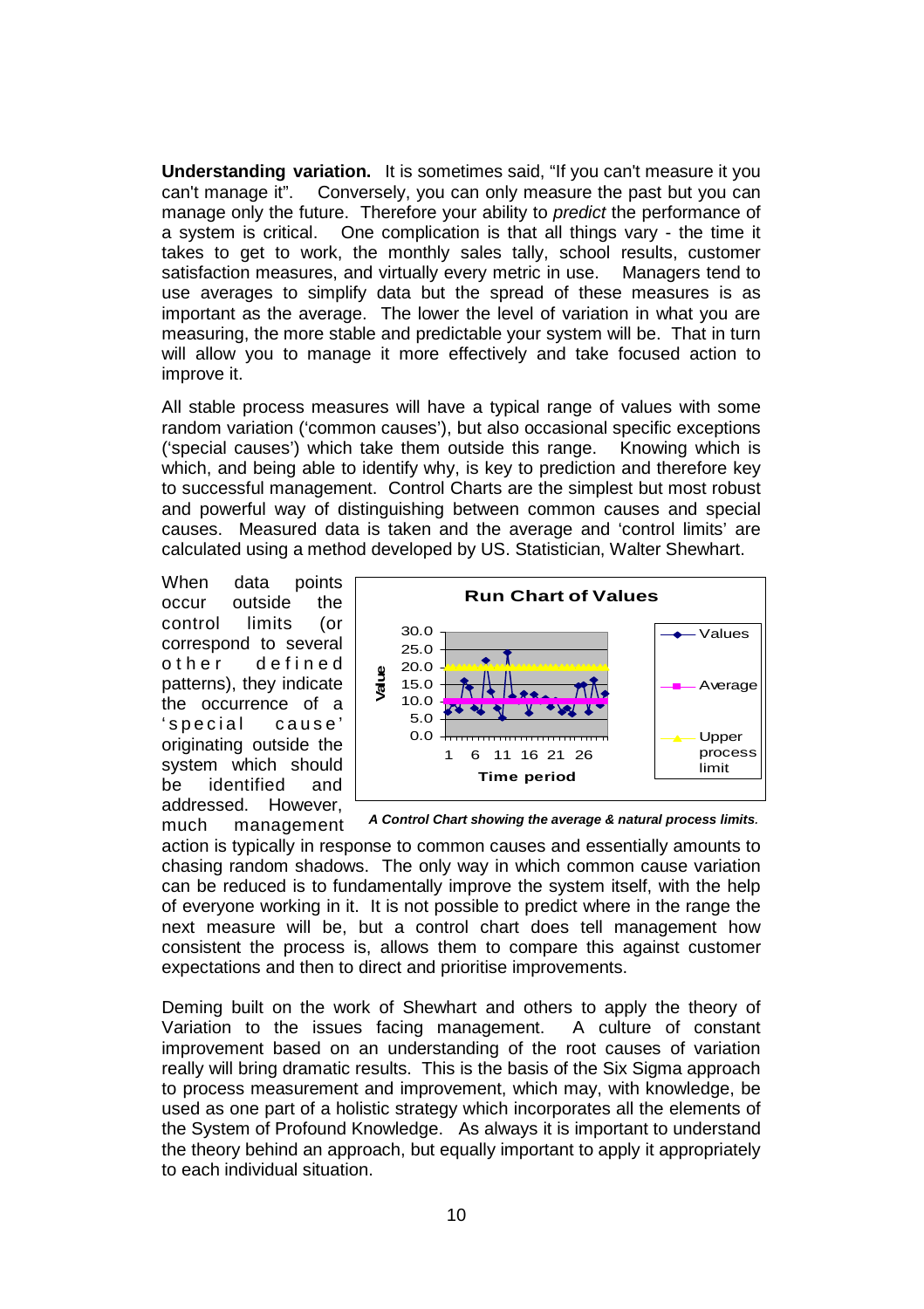**Understanding variation.** It is sometimes said, "If you can't measure it you can't manage it". Conversely, you can only measure the past but you can manage only the future. Therefore your ability to *predict* the performance of a system is critical. One complication is that all things vary - the time it takes to get to work, the monthly sales tally, school results, customer satisfaction measures, and virtually every metric in use. Managers tend to use averages to simplify data but the spread of these measures is as important as the average. The lower the level of variation in what you are measuring, the more stable and predictable your system will be. That in turn will allow you to manage it more effectively and take focused action to improve it.

All stable process measures will have a typical range of values with some random variation ('common causes'), but also occasional specific exceptions ('special causes') which take them outside this range. Knowing which is which, and being able to identify why, is key to prediction and therefore key to successful management. Control Charts are the simplest but most robust and powerful way of distinguishing between common causes and special causes. Measured data is taken and the average and 'control limits' are calculated using a method developed by US. Statistician, Walter Shewhart.

When data points occur outside the control limits (or correspond to several other defined patterns), they indicate the occurrence of a 'special cause' originating outside the system which should be identified and addressed. However, much management action is typically in response to common causes and essentially amounts to chasing random shadows. The only way in which common cause variation can be reduced is to fundamentally improve the system itself, with the help of everyone working in it. It is not possible to predict where in the range the next measure will be, but a control chart does tell management how consistent the process is, allows them to compare this against customer expectations and then to direct and prioritise improvements.

*A Control Chart showing the average & natural process limits.*

Deming built on the work of Shewhart and others to apply the theory of Variation to the issues facing management. A culture of constant improvement based on an understanding of the root causes of variation really will bring dramatic results. This is the basis of the Six Sigma approach to process measurement and improvement, which may, with knowledge, be used as one part of a holistic strategy which incorporates all the elements of the System of Profound Knowledge. As always it is important to understand the theory behind an approach, but equally important to apply it appropriately to each individual situation.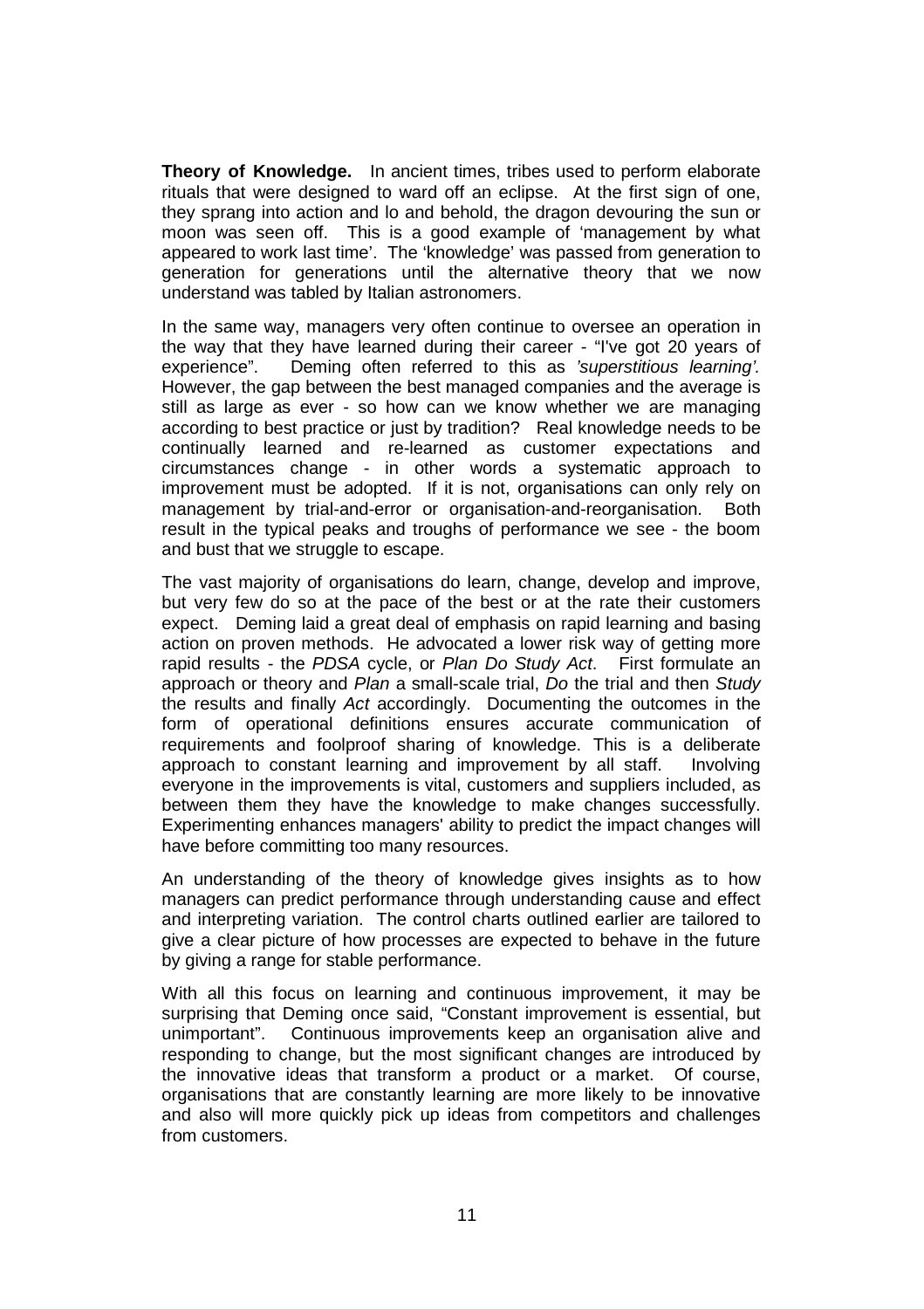**Theory of Knowledge.** In ancient times, tribes used to perform elaborate rituals that were designed to ward off an eclipse. At the first sign of one, they sprang into action and lo and behold, the dragon devouring the sun or moon was seen off. This is a good example of 'management by what appeared to work last time'. The 'knowledge' was passed from generation to generation for generations until the alternative theory that we now understand was tabled by Italian astronomers.

In the same way, managers very often continue to oversee an operation in the way that they have learned during their career - "I've got 20 years of experience". Deming often referred to this as *'superstitious learning'.* However, the gap between the best managed companies and the average is still as large as ever - so how can we know whether we are managing according to best practice or just by tradition? Real knowledge needs to be continually learned and re-learned as customer expectations and circumstances change - in other words a systematic approach to improvement must be adopted. If it is not, organisations can only rely on management by trial-and-error or organisation-and-reorganisation. Both result in the typical peaks and troughs of performance we see - the boom and bust that we struggle to escape.

The vast majority of organisations do learn, change, develop and improve, but very few do so at the pace of the best or at the rate their customers expect. Deming laid a great deal of emphasis on rapid learning and basing action on proven methods. He advocated a lower risk way of getting more rapid results - the *PDSA* cycle, or *Plan Do Study Act*. First formulate an approach or theory and *Plan* a small-scale trial, *Do* the trial and then *Study* the results and finally *Act* accordingly. Documenting the outcomes in the form of operational definitions ensures accurate communication of requirements and foolproof sharing of knowledge. This is a deliberate approach to constant learning and improvement by all staff. Involving everyone in the improvements is vital, customers and suppliers included, as between them they have the knowledge to make changes successfully. Experimenting enhances managers' ability to predict the impact changes will have before committing too many resources.

An understanding of the theory of knowledge gives insights as to how managers can predict performance through understanding cause and effect and interpreting variation. The control charts outlined earlier are tailored to give a clear picture of how processes are expected to behave in the future by giving a range for stable performance.

With all this focus on learning and continuous improvement, it may be surprising that Deming once said, "Constant improvement is essential, but unimportant". Continuous improvements keep an organisation alive and responding to change, but the most significant changes are introduced by the innovative ideas that transform a product or a market. Of course, organisations that are constantly learning are more likely to be innovative and also will more quickly pick up ideas from competitors and challenges from customers.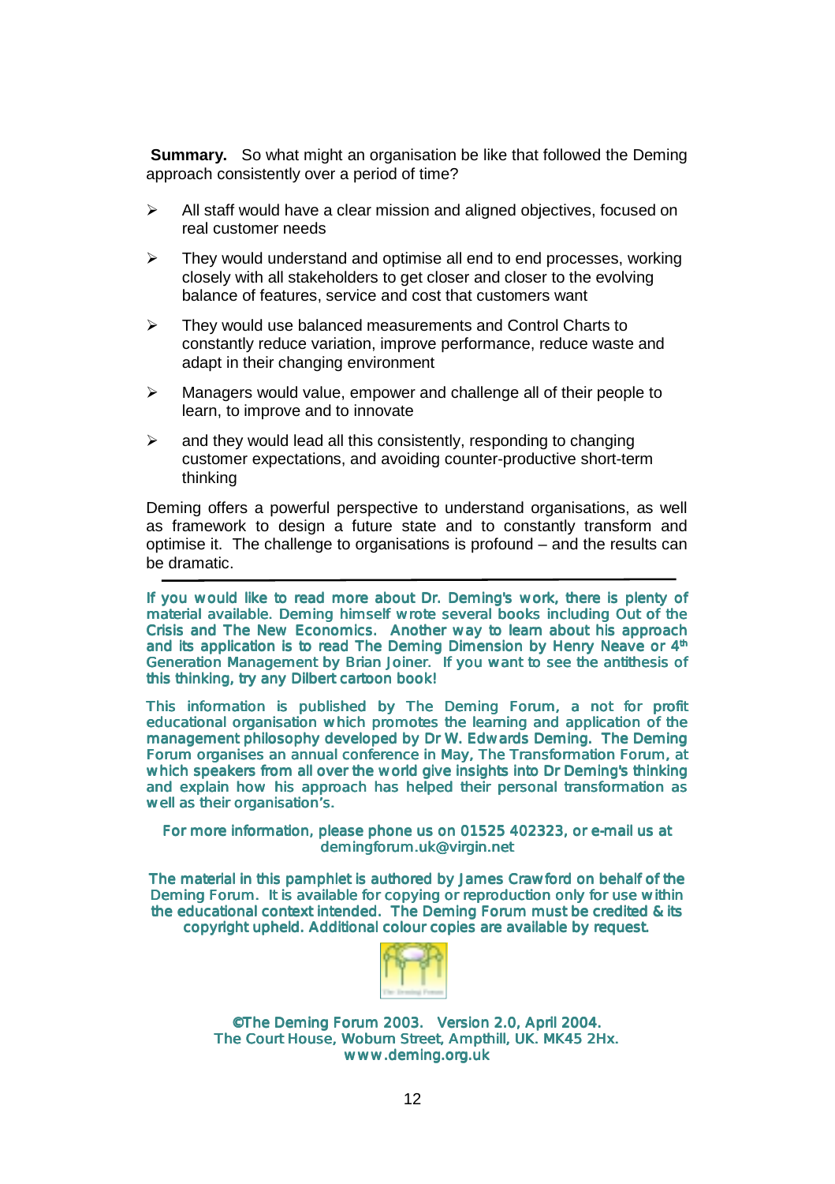**Summary.** So what might an organisation be like that followed the Deming approach consistently over a period of time?

- All staff would have a clear mission and aligned objectives, focused on real customer needs
- They would understand and optimise all end to end processes, working closely with all stakeholders to get closer and closer to the evolving balance of features, service and cost that customers want
- They would use balanced measurements and Control Charts to constantly reduce variation, improve performance, reduce waste and adapt in their changing environment
- Managers would value, empower and challenge all of their people to learn, to improve and to innovate
- and they would lead all this consistently, responding to changing customer expectations, and avoiding counter-productive short-term thinking

Deming offers a powerful perspective to understand organisations, as well as framework to design a future state and to constantly transform and optimise it. The challenge to organisations is profound – and the results can be dramatic.

---

If you would like to read more about Dr. Deming's work, there is plenty of material available. Deming himself wrote several books including Out of the Crisis and The New Economics. Another way to learn about his approach and its application is to read The Deming Dimension by Henry Neave or 4th Generation Management by Brian Joiner. If you want to see the antithesis of this thinking, try any Dilbert cartoon book!

This information is published by The Deming Forum, a not for profit educational organisation which promotes the learning and application of the management philosophy developed by Dr W. Edwards Deming. The Deming Forum organises an annual conference in May, The Transformation Forum, at which speakers from all over the world give insights into Dr Deming's thinking and explain how his approach has helped their personal transformation as well as their organisation's.

For more information, please phone us on 01525 402323, or e-mail us at demingforum.uk@virgin.net

The material in this pamphlet is authored by James Crawford on behalf of the Deming Forum. It is available for copying or reproduction only for use within the educational context intended. The Deming Forum must be credited & its copyright upheld. Additional colour copies are available by request.

©The Deming Forum 2003. Version 2.0, April 2004.
The Court House, Woburn Street, Ampthill, UK. MK45 2Hx.
www.deming.org.uk